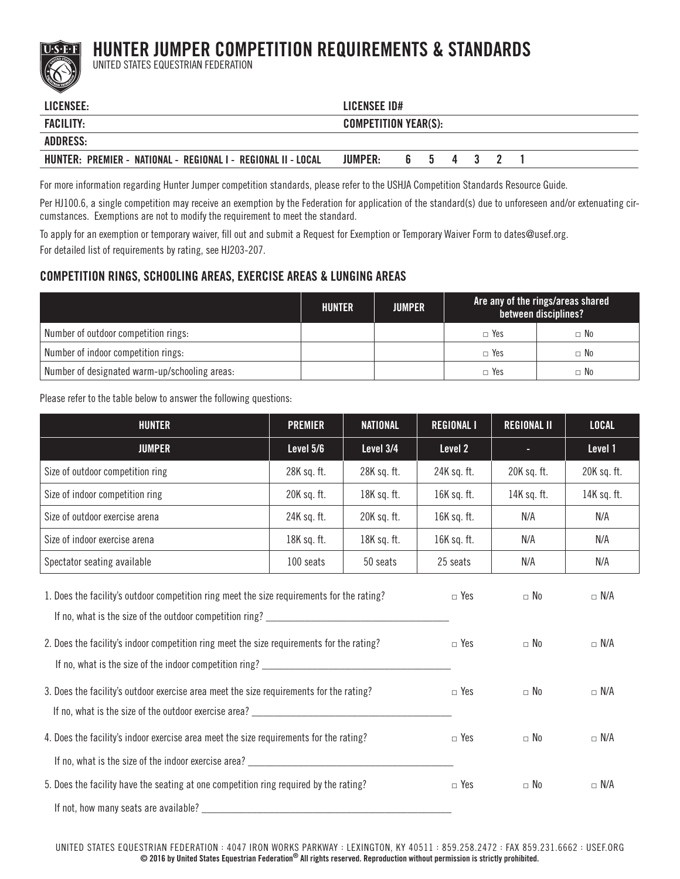# HUNTER JUMPER COMPETITION REQUIREMENTS & STANDARDS

UNITED STATES EQUESTRIAN FEDERATION

| | |
|---|---|
| **LICENSEE:** | **LICENSEE ID#** |
| **FACILITY:** | **COMPETITION YEAR(S):** |
| **ADDRESS:** | |
| **HUNTER: PREMIER - NATIONAL - REGIONAL I - REGIONAL II - LOCAL** | **JUMPER: 6 5 4 3 2 1** |

For more information regarding Hunter Jumper competition standards, please refer to the USHJA Competition Standards Resource Guide.

Per HJ100.6, a single competition may receive an exemption by the Federation for application of the standard(s) due to unforeseen and/or extenuating circumstances. Exemptions are not to modify the requirement to meet the standard.

To apply for an exemption or temporary waiver, fill out and submit a Request for Exemption or Temporary Waiver Form to dates@usef.org.

For detailed list of requirements by rating, see HJ203-207.

### COMPETITION RINGS, SCHOOLING AREAS, EXERCISE AREAS & LUNGING AREAS

| | HUNTER | JUMPER | Are any of the rings/areas shared between disciplines? | |
|---|---|---|---|---|
| Number of outdoor competition rings: | | | □ Yes | □ No |
| Number of indoor competition rings: | | | □ Yes | □ No |
| Number of designated warm-up/schooling areas: | | | □ Yes | □ No |

Please refer to the table below to answer the following questions:

| HUNTER | PREMIER | NATIONAL | REGIONAL I | REGIONAL II | LOCAL |
|---|---|---|---|---|---|
| **JUMPER** | **Level 5/6** | **Level 3/4** | **Level 2** | **-** | **Level 1** |
| Size of outdoor competition ring | 28K sq. ft. | 28K sq. ft. | 24K sq. ft. | 20K sq. ft. | 20K sq. ft. |
| Size of indoor competition ring | 20K sq. ft. | 18K sq. ft. | 16K sq. ft. | 14K sq. ft. | 14K sq. ft. |
| Size of outdoor exercise arena | 24K sq. ft. | 20K sq. ft. | 16K sq. ft. | N/A | N/A |
| Size of indoor exercise arena | 18K sq. ft. | 18K sq. ft. | 16K sq. ft. | N/A | N/A |
| Spectator seating available | 100 seats | 50 seats | 25 seats | N/A | N/A |

1. Does the facility's outdoor competition ring meet the size requirements for the rating? □ Yes □ No □ N/A

   If no, what is the size of the outdoor competition ring? ____________________

2. Does the facility's indoor competition ring meet the size requirements for the rating? □ Yes □ No □ N/A

   If no, what is the size of the indoor competition ring? ____________________

3. Does the facility's outdoor exercise area meet the size requirements for the rating? □ Yes □ No □ N/A

   If no, what is the size of the outdoor exercise area? ____________________

4. Does the facility's indoor exercise area meet the size requirements for the rating? □ Yes □ No □ N/A

   If no, what is the size of the indoor exercise area? ____________________

5. Does the facility have the seating at one competition ring required by the rating? □ Yes □ No □ N/A

   If not, how many seats are available? ____________________

UNITED STATES EQUESTRIAN FEDERATION : 4047 IRON WORKS PARKWAY : LEXINGTON, KY 40511 : 859.258.2472 : FAX 859.231.6662 : USEF.ORG

**© 2016 by United States Equestrian Federation® All rights reserved. Reproduction without permission is strictly prohibited.**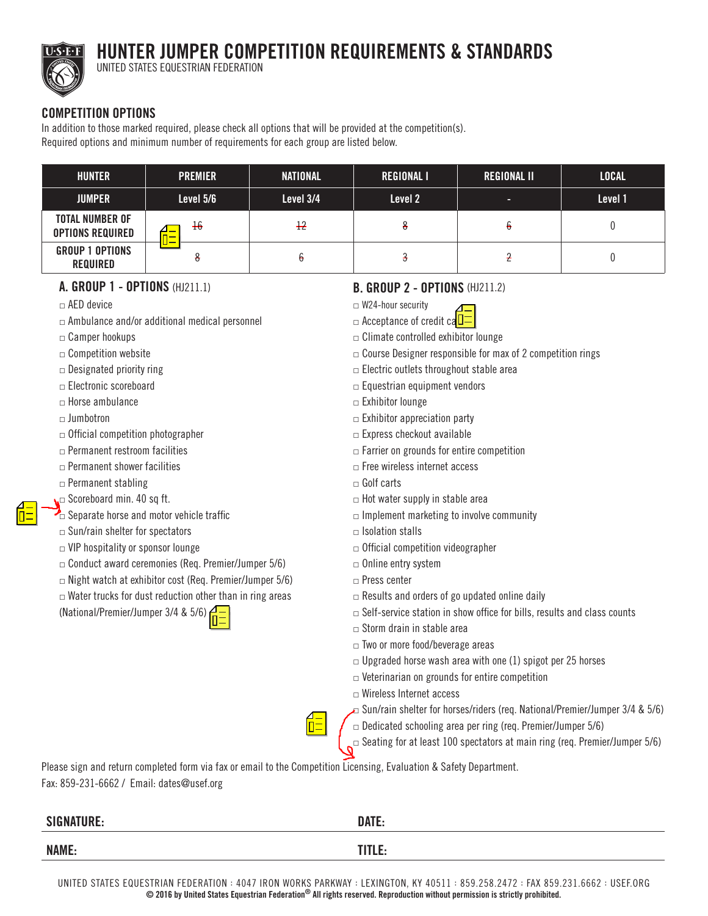# HUNTER JUMPER COMPETITION REQUIREMENTS & STANDARDS

UNITED STATES EQUESTRIAN FEDERATION

## COMPETITION OPTIONS

In addition to those marked required, please check all options that will be provided at the competition(s).
Required options and minimum number of requirements for each group are listed below.

| HUNTER | PREMIER | NATIONAL | REGIONAL I | REGIONAL II | LOCAL |
|---|---|---|---|---|---|
| JUMPER | Level 5/6 | Level 3/4 | Level 2 | - | Level 1 |
| TOTAL NUMBER OF OPTIONS REQUIRED | ~~16~~ | ~~12~~ | ~~8~~ | ~~6~~ | 0 |
| GROUP 1 OPTIONS REQUIRED | ~~8~~ | ~~6~~ | ~~3~~ | ~~2~~ | 0 |

### A. GROUP 1 - OPTIONS (HJ211.1)

- □ AED device
- □ Ambulance and/or additional medical personnel
- □ Camper hookups
- □ Competition website
- □ Designated priority ring
- □ Electronic scoreboard
- □ Horse ambulance
- □ Jumbotron
- □ Official competition photographer
- □ Permanent restroom facilities
- □ Permanent shower facilities
- □ Permanent stabling
- □ Scoreboard min. 40 sq ft.
- □ Separate horse and motor vehicle traffic
- □ Sun/rain shelter for spectators
- □ VIP hospitality or sponsor lounge
- □ Conduct award ceremonies (Req. Premier/Jumper 5/6)
- □ Night watch at exhibitor cost (Req. Premier/Jumper 5/6)
- □ Water trucks for dust reduction other than in ring areas (National/Premier/Jumper 3/4 & 5/6)

### B. GROUP 2 - OPTIONS (HJ211.2)

- □ W24-hour security
- □ Acceptance of credit ca
- □ Climate controlled exhibitor lounge
- □ Course Designer responsible for max of 2 competition rings
- □ Electric outlets throughout stable area
- □ Equestrian equipment vendors
- □ Exhibitor lounge
- □ Exhibitor appreciation party
- □ Express checkout available
- □ Farrier on grounds for entire competition
- □ Free wireless internet access
- □ Golf carts
- □ Hot water supply in stable area
- □ Implement marketing to involve community
- □ Isolation stalls
- □ Official competition videographer
- □ Online entry system
- □ Press center
- □ Results and orders of go updated online daily
- □ Self-service station in show office for bills, results and class counts
- □ Storm drain in stable area
- □ Two or more food/beverage areas
- □ Upgraded horse wash area with one (1) spigot per 25 horses
- □ Veterinarian on grounds for entire competition
- □ Wireless Internet access
- □ Sun/rain shelter for horses/riders (req. National/Premier/Jumper 3/4 & 5/6)
- □ Dedicated schooling area per ring (req. Premier/Jumper 5/6)
- □ Seating for at least 100 spectators at main ring (req. Premier/Jumper 5/6)

Please sign and return completed form via fax or email to the Competition Licensing, Evaluation & Safety Department.
Fax: 859-231-6662 / Email: dates@usef.org

**SIGNATURE:** **DATE:**

**NAME:** **TITLE:**

UNITED STATES EQUESTRIAN FEDERATION : 4047 IRON WORKS PARKWAY : LEXINGTON, KY 40511 : 859.258.2472 : FAX 859.231.6662 : USEF.ORG

**© 2016 by United States Equestrian Federation® All rights reserved. Reproduction without permission is strictly prohibited.**